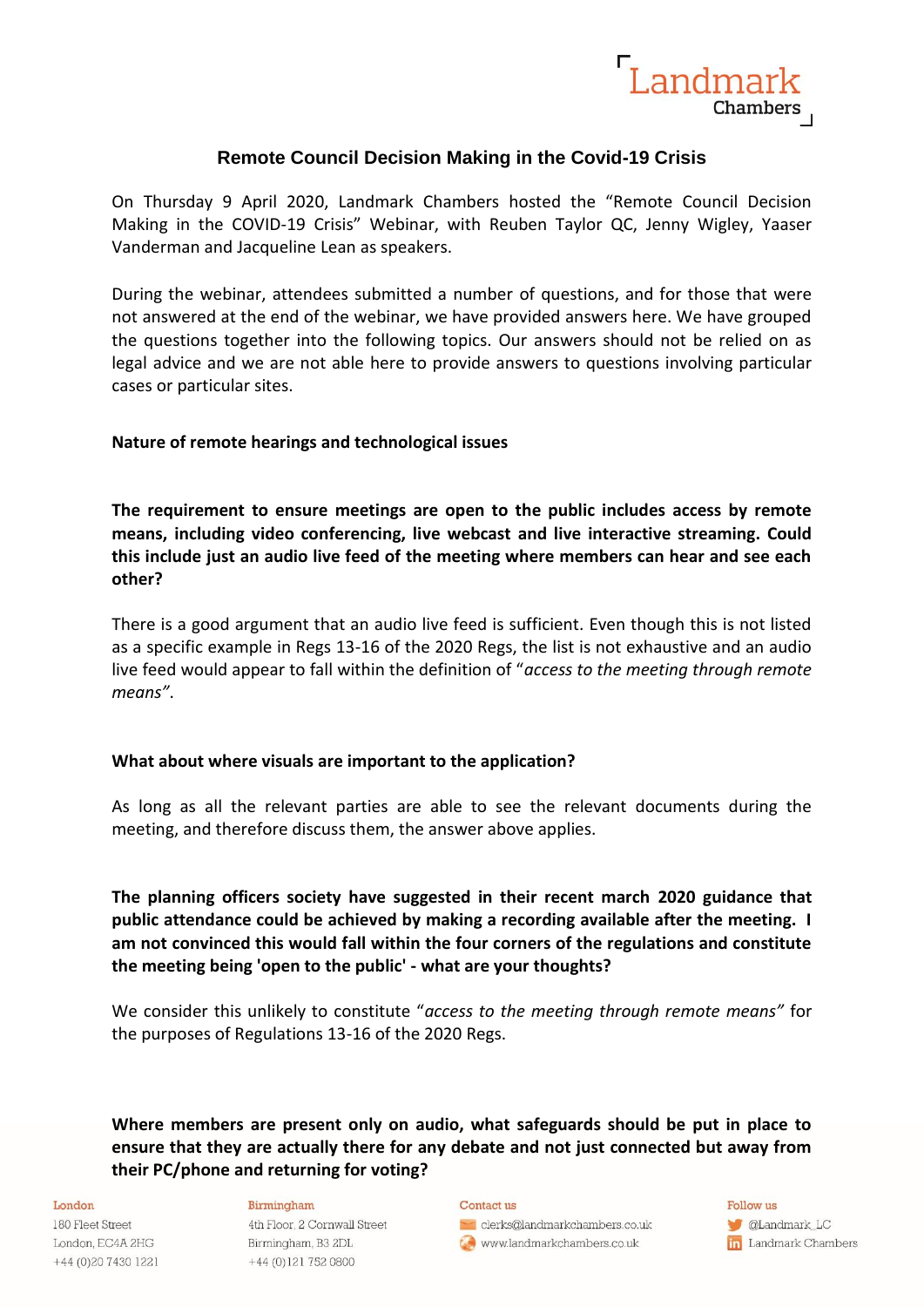# Remote Council Decision Making in the Covid-19 Crisis

On Thursday 9 April 2020, Landmark Chambers hosted the "Remote Council Decision Making in the COVID-19 Crisis" Webinar, with Reuben Taylor QC, Jenny Wigley, Yaaser Vanderman and Jacqueline Lean as speakers.

During the webinar, attendees submitted a number of questions, and for those that were not answered at the end of the webinar, we have provided answers here. We have grouped the questions together into the following topics. Our answers should not be relied on as legal advice and we are not able here to provide answers to questions involving particular cases or particular sites.

**Nature of remote hearings and technological issues**

**The requirement to ensure meetings are open to the public includes access by remote means, including video conferencing, live webcast and live interactive streaming. Could this include just an audio live feed of the meeting where members can hear and see each other?**

There is a good argument that an audio live feed is sufficient. Even though this is not listed as a specific example in Regs 13-16 of the 2020 Regs, the list is not exhaustive and an audio live feed would appear to fall within the definition of "*access to the meeting through remote means"*.

**What about where visuals are important to the application?**

As long as all the relevant parties are able to see the relevant documents during the meeting, and therefore discuss them, the answer above applies.

**The planning officers society have suggested in their recent march 2020 guidance that public attendance could be achieved by making a recording available after the meeting. I am not convinced this would fall within the four corners of the regulations and constitute the meeting being 'open to the public' - what are your thoughts?**

We consider this unlikely to constitute "*access to the meeting through remote means"* for the purposes of Regulations 13-16 of the 2020 Regs.

**Where members are present only on audio, what safeguards should be put in place to ensure that they are actually there for any debate and not just connected but away from their PC/phone and returning for voting?**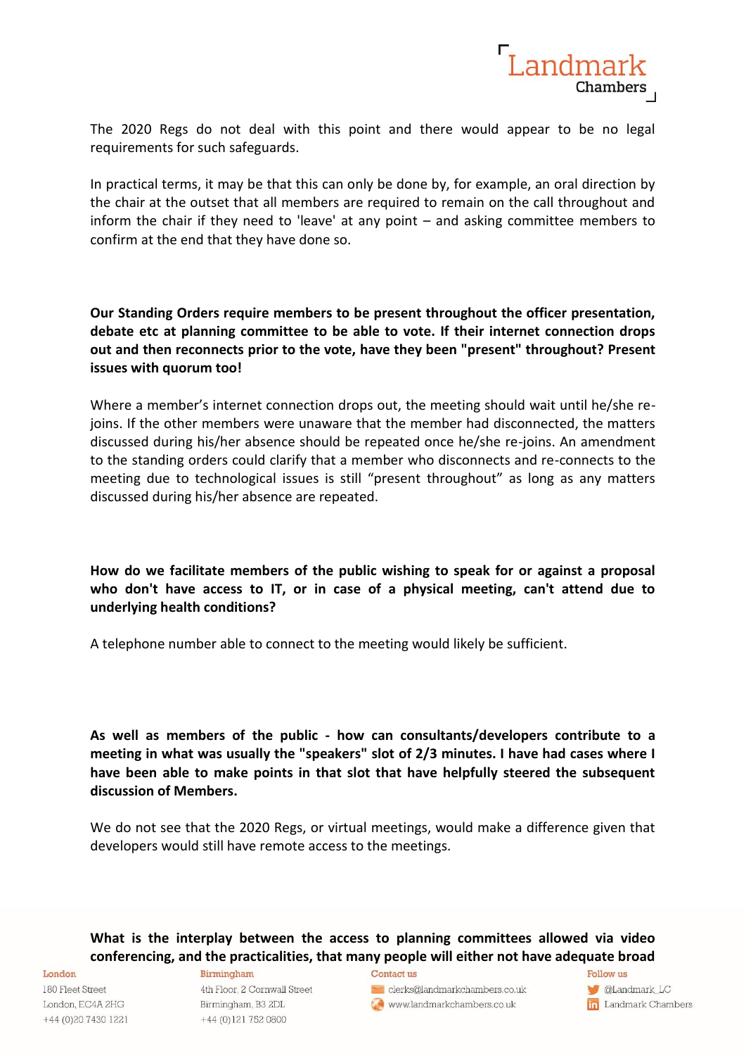The 2020 Regs do not deal with this point and there would appear to be no legal requirements for such safeguards.

In practical terms, it may be that this can only be done by, for example, an oral direction by the chair at the outset that all members are required to remain on the call throughout and inform the chair if they need to 'leave' at any point – and asking committee members to confirm at the end that they have done so.

**Our Standing Orders require members to be present throughout the officer presentation, debate etc at planning committee to be able to vote. If their internet connection drops out and then reconnects prior to the vote, have they been "present" throughout? Present issues with quorum too!**

Where a member's internet connection drops out, the meeting should wait until he/she re-joins. If the other members were unaware that the member had disconnected, the matters discussed during his/her absence should be repeated once he/she re-joins. An amendment to the standing orders could clarify that a member who disconnects and re-connects to the meeting due to technological issues is still "present throughout" as long as any matters discussed during his/her absence are repeated.

**How do we facilitate members of the public wishing to speak for or against a proposal who don't have access to IT, or in case of a physical meeting, can't attend due to underlying health conditions?**

A telephone number able to connect to the meeting would likely be sufficient.

**As well as members of the public - how can consultants/developers contribute to a meeting in what was usually the "speakers" slot of 2/3 minutes. I have had cases where I have been able to make points in that slot that have helpfully steered the subsequent discussion of Members.**

We do not see that the 2020 Regs, or virtual meetings, would make a difference given that developers would still have remote access to the meetings.

**What is the interplay between the access to planning committees allowed via video conferencing, and the practicalities, that many people will either not have adequate broad**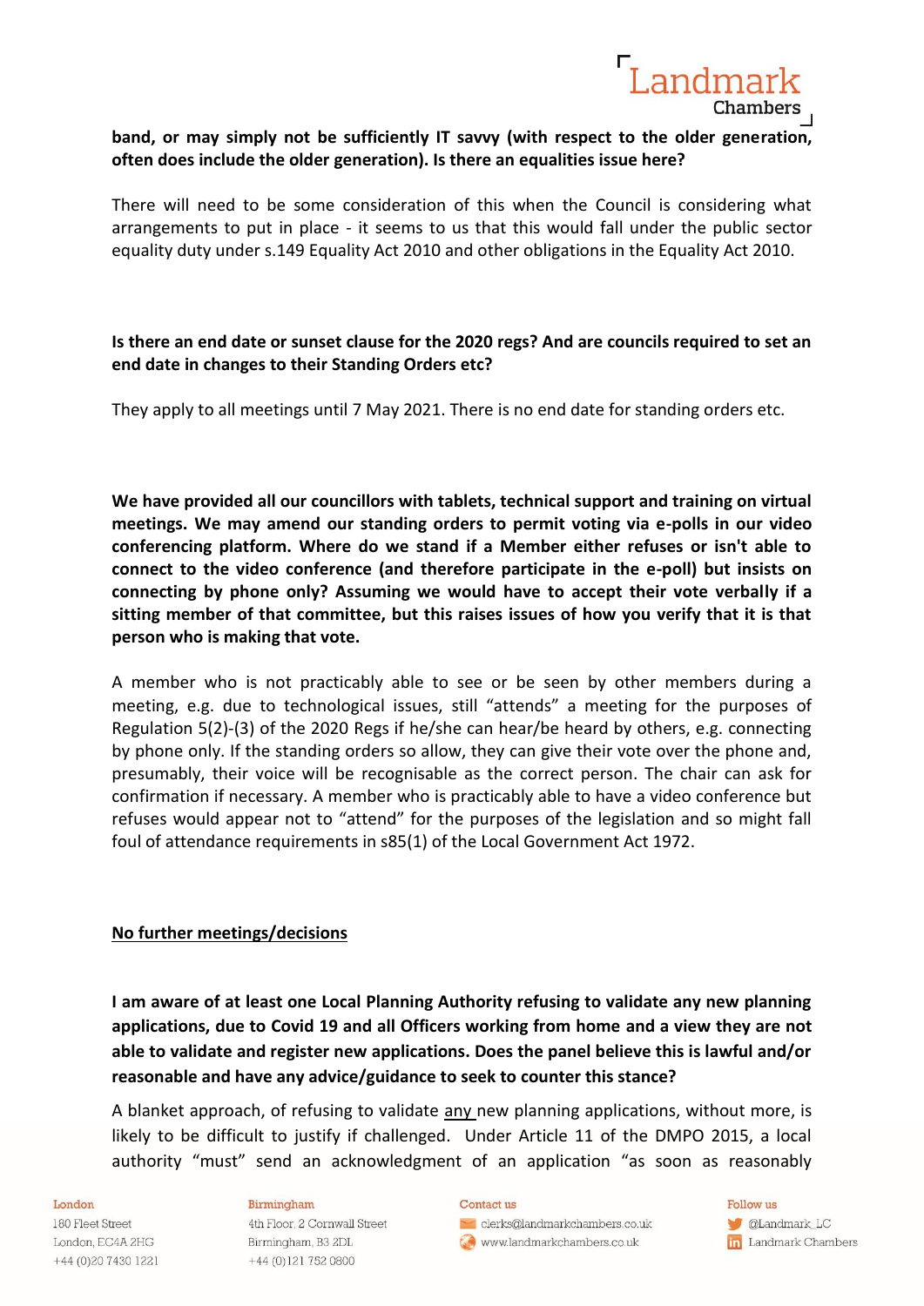**band, or may simply not be sufficiently IT savvy (with respect to the older generation, often does include the older generation). Is there an equalities issue here?**

There will need to be some consideration of this when the Council is considering what arrangements to put in place - it seems to us that this would fall under the public sector equality duty under s.149 Equality Act 2010 and other obligations in the Equality Act 2010.

**Is there an end date or sunset clause for the 2020 regs? And are councils required to set an end date in changes to their Standing Orders etc?**

They apply to all meetings until 7 May 2021. There is no end date for standing orders etc.

**We have provided all our councillors with tablets, technical support and training on virtual meetings. We may amend our standing orders to permit voting via e-polls in our video conferencing platform. Where do we stand if a Member either refuses or isn't able to connect to the video conference (and therefore participate in the e-poll) but insists on connecting by phone only? Assuming we would have to accept their vote verbally if a sitting member of that committee, but this raises issues of how you verify that it is that person who is making that vote.**

A member who is not practicably able to see or be seen by other members during a meeting, e.g. due to technological issues, still "attends" a meeting for the purposes of Regulation 5(2)-(3) of the 2020 Regs if he/she can hear/be heard by others, e.g. connecting by phone only. If the standing orders so allow, they can give their vote over the phone and, presumably, their voice will be recognisable as the correct person. The chair can ask for confirmation if necessary. A member who is practicably able to have a video conference but refuses would appear not to "attend" for the purposes of the legislation and so might fall foul of attendance requirements in s85(1) of the Local Government Act 1972.

## No further meetings/decisions

**I am aware of at least one Local Planning Authority refusing to validate any new planning applications, due to Covid 19 and all Officers working from home and a view they are not able to validate and register new applications. Does the panel believe this is lawful and/or reasonable and have any advice/guidance to seek to counter this stance?**

A blanket approach, of refusing to validate any new planning applications, without more, is likely to be difficult to justify if challenged. Under Article 11 of the DMPO 2015, a local authority "must" send an acknowledgment of an application "as soon as reasonably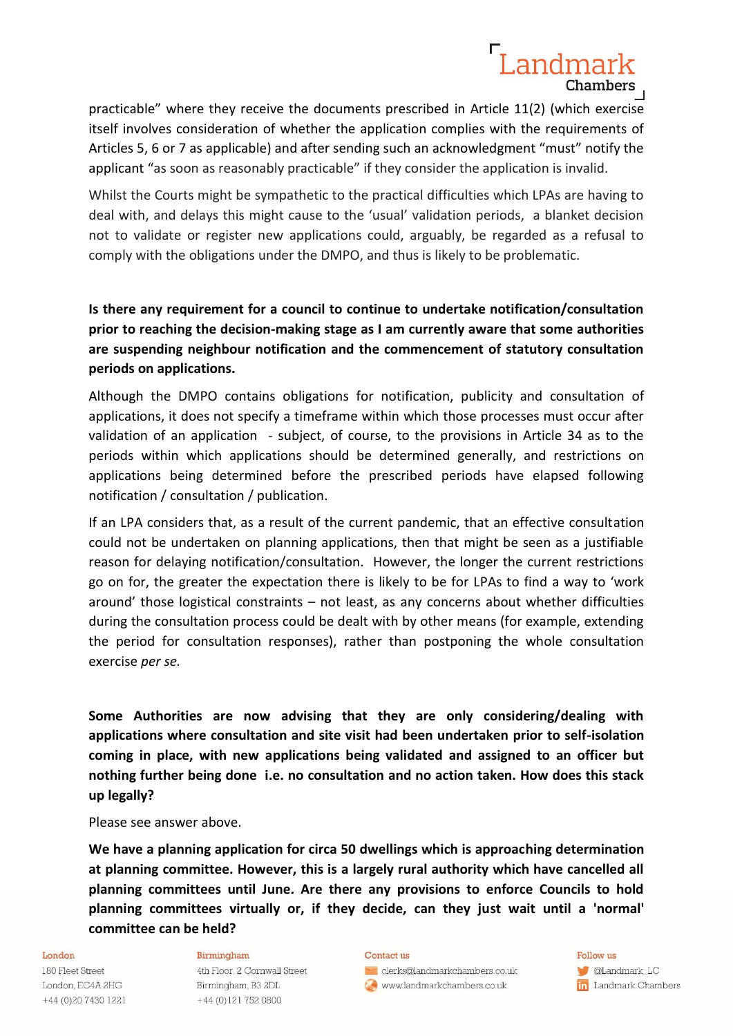practicable" where they receive the documents prescribed in Article 11(2) (which exercise itself involves consideration of whether the application complies with the requirements of Articles 5, 6 or 7 as applicable) and after sending such an acknowledgment "must" notify the applicant "as soon as reasonably practicable" if they consider the application is invalid.

Whilst the Courts might be sympathetic to the practical difficulties which LPAs are having to deal with, and delays this might cause to the 'usual' validation periods, a blanket decision not to validate or register new applications could, arguably, be regarded as a refusal to comply with the obligations under the DMPO, and thus is likely to be problematic.

**Is there any requirement for a council to continue to undertake notification/consultation prior to reaching the decision-making stage as I am currently aware that some authorities are suspending neighbour notification and the commencement of statutory consultation periods on applications.**

Although the DMPO contains obligations for notification, publicity and consultation of applications, it does not specify a timeframe within which those processes must occur after validation of an application - subject, of course, to the provisions in Article 34 as to the periods within which applications should be determined generally, and restrictions on applications being determined before the prescribed periods have elapsed following notification / consultation / publication.

If an LPA considers that, as a result of the current pandemic, that an effective consultation could not be undertaken on planning applications, then that might be seen as a justifiable reason for delaying notification/consultation. However, the longer the current restrictions go on for, the greater the expectation there is likely to be for LPAs to find a way to 'work around' those logistical constraints – not least, as any concerns about whether difficulties during the consultation process could be dealt with by other means (for example, extending the period for consultation responses), rather than postponing the whole consultation exercise *per se.*

**Some Authorities are now advising that they are only considering/dealing with applications where consultation and site visit had been undertaken prior to self-isolation coming in place, with new applications being validated and assigned to an officer but nothing further being done i.e. no consultation and no action taken. How does this stack up legally?**

Please see answer above.

**We have a planning application for circa 50 dwellings which is approaching determination at planning committee. However, this is a largely rural authority which have cancelled all planning committees until June. Are there any provisions to enforce Councils to hold planning committees virtually or, if they decide, can they just wait until a 'normal' committee can be held?**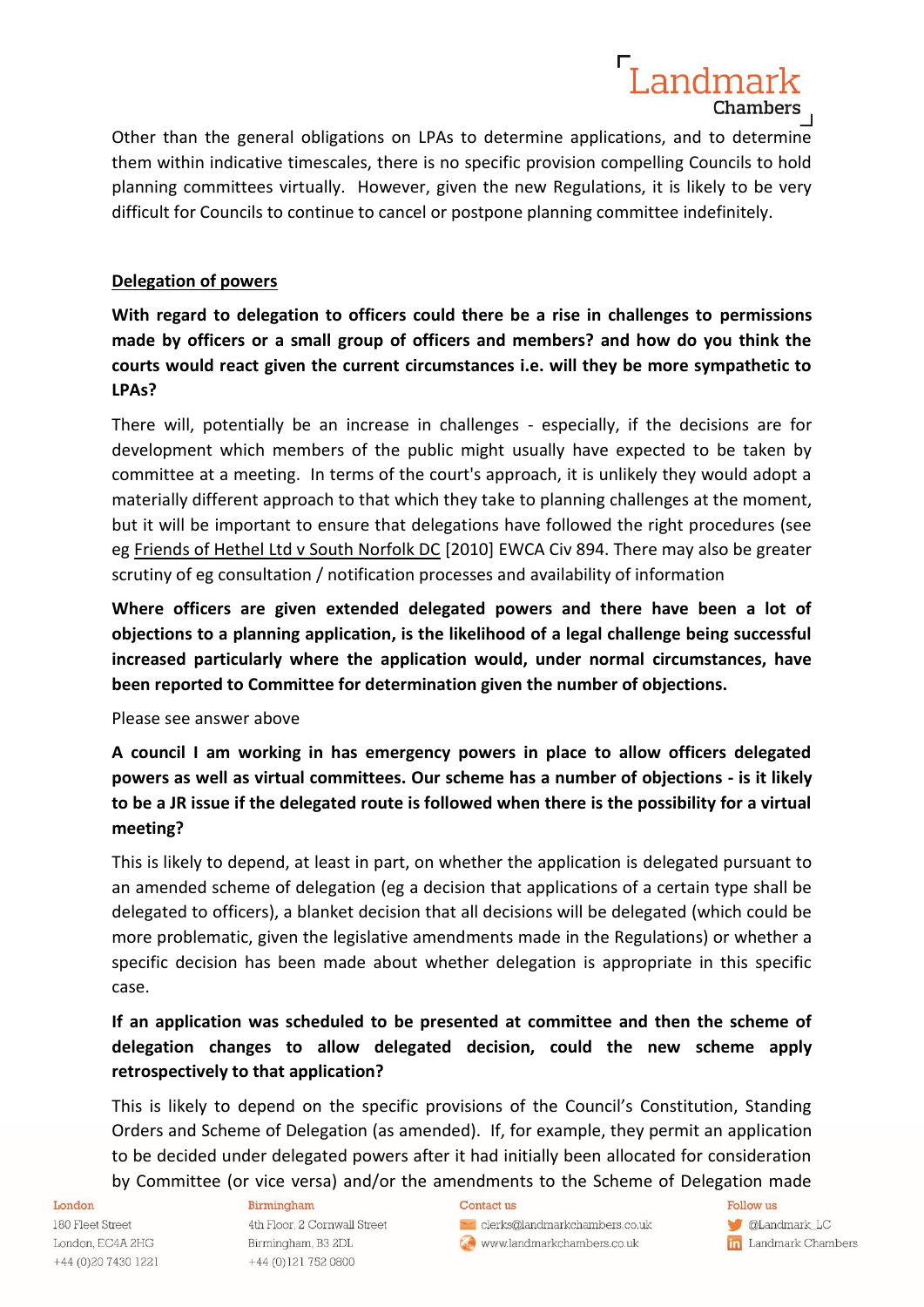Other than the general obligations on LPAs to determine applications, and to determine them within indicative timescales, there is no specific provision compelling Councils to hold planning committees virtually. However, given the new Regulations, it is likely to be very difficult for Councils to continue to cancel or postpone planning committee indefinitely.

## Delegation of powers

**With regard to delegation to officers could there be a rise in challenges to permissions made by officers or a small group of officers and members? and how do you think the courts would react given the current circumstances i.e. will they be more sympathetic to LPAs?**

There will, potentially be an increase in challenges - especially, if the decisions are for development which members of the public might usually have expected to be taken by committee at a meeting. In terms of the court's approach, it is unlikely they would adopt a materially different approach to that which they take to planning challenges at the moment, but it will be important to ensure that delegations have followed the right procedures (see eg Friends of Hethel Ltd v South Norfolk DC [2010] EWCA Civ 894. There may also be greater scrutiny of eg consultation / notification processes and availability of information

**Where officers are given extended delegated powers and there have been a lot of objections to a planning application, is the likelihood of a legal challenge being successful increased particularly where the application would, under normal circumstances, have been reported to Committee for determination given the number of objections.**

Please see answer above

**A council I am working in has emergency powers in place to allow officers delegated powers as well as virtual committees. Our scheme has a number of objections - is it likely to be a JR issue if the delegated route is followed when there is the possibility for a virtual meeting?**

This is likely to depend, at least in part, on whether the application is delegated pursuant to an amended scheme of delegation (eg a decision that applications of a certain type shall be delegated to officers), a blanket decision that all decisions will be delegated (which could be more problematic, given the legislative amendments made in the Regulations) or whether a specific decision has been made about whether delegation is appropriate in this specific case.

**If an application was scheduled to be presented at committee and then the scheme of delegation changes to allow delegated decision, could the new scheme apply retrospectively to that application?**

This is likely to depend on the specific provisions of the Council's Constitution, Standing Orders and Scheme of Delegation (as amended). If, for example, they permit an application to be decided under delegated powers after it had initially been allocated for consideration by Committee (or vice versa) and/or the amendments to the Scheme of Delegation made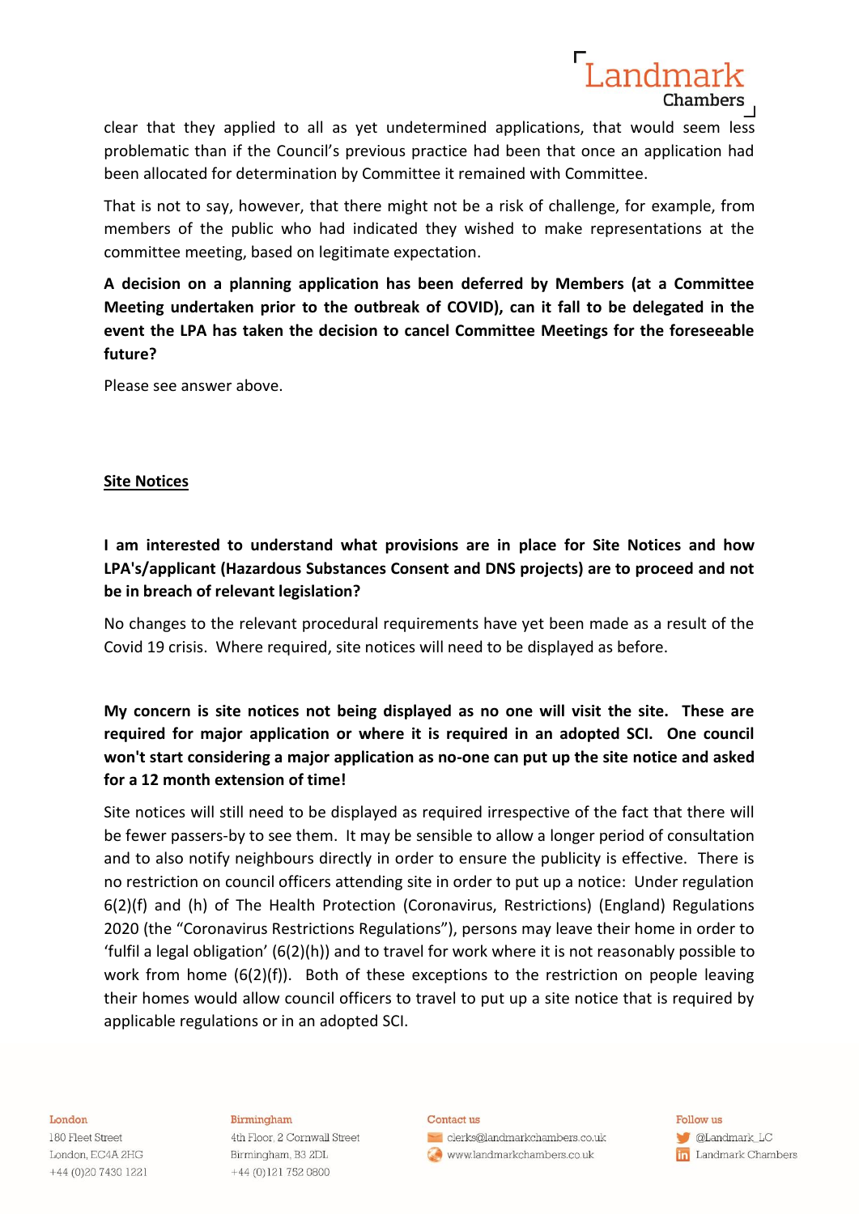clear that they applied to all as yet undetermined applications, that would seem less problematic than if the Council's previous practice had been that once an application had been allocated for determination by Committee it remained with Committee.

That is not to say, however, that there might not be a risk of challenge, for example, from members of the public who had indicated they wished to make representations at the committee meeting, based on legitimate expectation.

**A decision on a planning application has been deferred by Members (at a Committee Meeting undertaken prior to the outbreak of COVID), can it fall to be delegated in the event the LPA has taken the decision to cancel Committee Meetings for the foreseeable future?**

Please see answer above.

## Site Notices

**I am interested to understand what provisions are in place for Site Notices and how LPA's/applicant (Hazardous Substances Consent and DNS projects) are to proceed and not be in breach of relevant legislation?**

No changes to the relevant procedural requirements have yet been made as a result of the Covid 19 crisis. Where required, site notices will need to be displayed as before.

**My concern is site notices not being displayed as no one will visit the site. These are required for major application or where it is required in an adopted SCI. One council won't start considering a major application as no-one can put up the site notice and asked for a 12 month extension of time!**

Site notices will still need to be displayed as required irrespective of the fact that there will be fewer passers-by to see them. It may be sensible to allow a longer period of consultation and to also notify neighbours directly in order to ensure the publicity is effective. There is no restriction on council officers attending site in order to put up a notice: Under regulation 6(2)(f) and (h) of The Health Protection (Coronavirus, Restrictions) (England) Regulations 2020 (the "Coronavirus Restrictions Regulations"), persons may leave their home in order to 'fulfil a legal obligation' (6(2)(h)) and to travel for work where it is not reasonably possible to work from home (6(2)(f)). Both of these exceptions to the restriction on people leaving their homes would allow council officers to travel to put up a site notice that is required by applicable regulations or in an adopted SCI.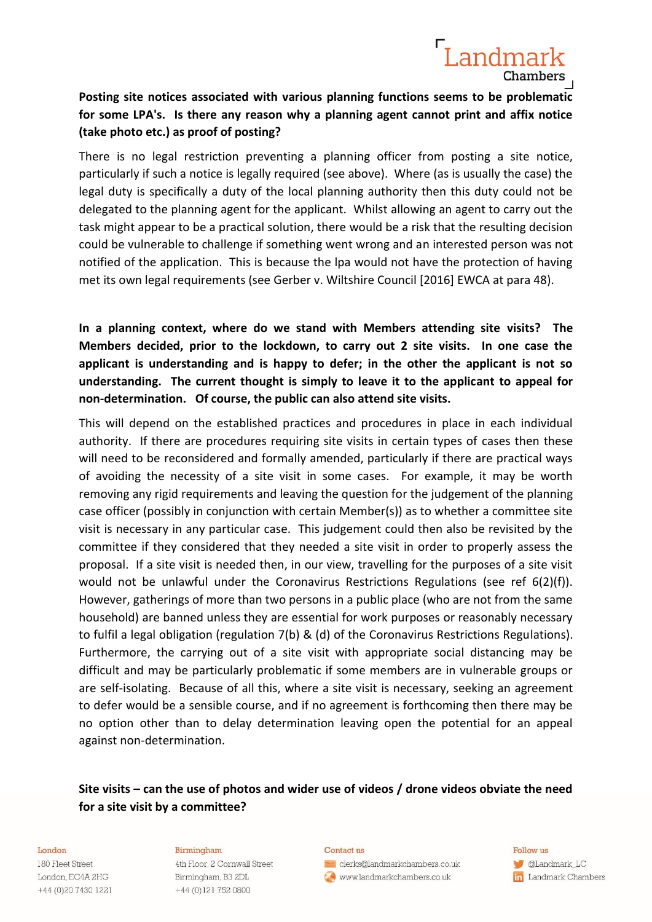**Posting site notices associated with various planning functions seems to be problematic for some LPA's. Is there any reason why a planning agent cannot print and affix notice (take photo etc.) as proof of posting?**

There is no legal restriction preventing a planning officer from posting a site notice, particularly if such a notice is legally required (see above). Where (as is usually the case) the legal duty is specifically a duty of the local planning authority then this duty could not be delegated to the planning agent for the applicant. Whilst allowing an agent to carry out the task might appear to be a practical solution, there would be a risk that the resulting decision could be vulnerable to challenge if something went wrong and an interested person was not notified of the application. This is because the lpa would not have the protection of having met its own legal requirements (see Gerber v. Wiltshire Council [2016] EWCA at para 48).

**In a planning context, where do we stand with Members attending site visits? The Members decided, prior to the lockdown, to carry out 2 site visits. In one case the applicant is understanding and is happy to defer; in the other the applicant is not so understanding. The current thought is simply to leave it to the applicant to appeal for non-determination. Of course, the public can also attend site visits.**

This will depend on the established practices and procedures in place in each individual authority. If there are procedures requiring site visits in certain types of cases then these will need to be reconsidered and formally amended, particularly if there are practical ways of avoiding the necessity of a site visit in some cases. For example, it may be worth removing any rigid requirements and leaving the question for the judgement of the planning case officer (possibly in conjunction with certain Member(s)) as to whether a committee site visit is necessary in any particular case. This judgement could then also be revisited by the committee if they considered that they needed a site visit in order to properly assess the proposal. If a site visit is needed then, in our view, travelling for the purposes of a site visit would not be unlawful under the Coronavirus Restrictions Regulations (see ref 6(2)(f)). However, gatherings of more than two persons in a public place (who are not from the same household) are banned unless they are essential for work purposes or reasonably necessary to fulfil a legal obligation (regulation 7(b) & (d) of the Coronavirus Restrictions Regulations). Furthermore, the carrying out of a site visit with appropriate social distancing may be difficult and may be particularly problematic if some members are in vulnerable groups or are self-isolating. Because of all this, where a site visit is necessary, seeking an agreement to defer would be a sensible course, and if no agreement is forthcoming then there may be no option other than to delay determination leaving open the potential for an appeal against non-determination.

**Site visits – can the use of photos and wider use of videos / drone videos obviate the need for a site visit by a committee?**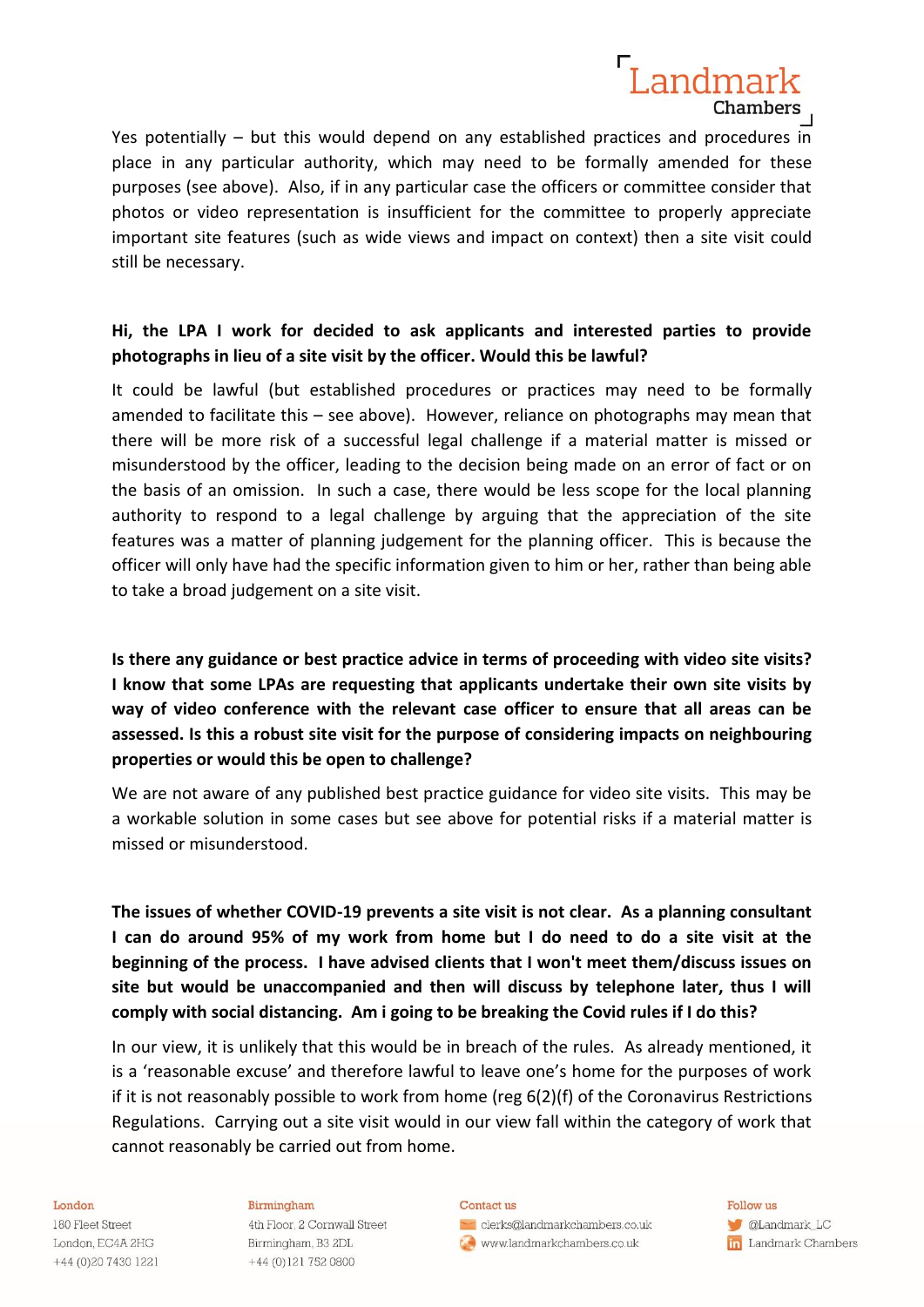Yes potentially – but this would depend on any established practices and procedures in place in any particular authority, which may need to be formally amended for these purposes (see above). Also, if in any particular case the officers or committee consider that photos or video representation is insufficient for the committee to properly appreciate important site features (such as wide views and impact on context) then a site visit could still be necessary.

**Hi, the LPA I work for decided to ask applicants and interested parties to provide photographs in lieu of a site visit by the officer. Would this be lawful?**

It could be lawful (but established procedures or practices may need to be formally amended to facilitate this – see above). However, reliance on photographs may mean that there will be more risk of a successful legal challenge if a material matter is missed or misunderstood by the officer, leading to the decision being made on an error of fact or on the basis of an omission. In such a case, there would be less scope for the local planning authority to respond to a legal challenge by arguing that the appreciation of the site features was a matter of planning judgement for the planning officer. This is because the officer will only have had the specific information given to him or her, rather than being able to take a broad judgement on a site visit.

**Is there any guidance or best practice advice in terms of proceeding with video site visits? I know that some LPAs are requesting that applicants undertake their own site visits by way of video conference with the relevant case officer to ensure that all areas can be assessed. Is this a robust site visit for the purpose of considering impacts on neighbouring properties or would this be open to challenge?**

We are not aware of any published best practice guidance for video site visits. This may be a workable solution in some cases but see above for potential risks if a material matter is missed or misunderstood.

**The issues of whether COVID-19 prevents a site visit is not clear. As a planning consultant I can do around 95% of my work from home but I do need to do a site visit at the beginning of the process. I have advised clients that I won't meet them/discuss issues on site but would be unaccompanied and then will discuss by telephone later, thus I will comply with social distancing. Am i going to be breaking the Covid rules if I do this?**

In our view, it is unlikely that this would be in breach of the rules. As already mentioned, it is a 'reasonable excuse' and therefore lawful to leave one's home for the purposes of work if it is not reasonably possible to work from home (reg 6(2)(f) of the Coronavirus Restrictions Regulations. Carrying out a site visit would in our view fall within the category of work that cannot reasonably be carried out from home.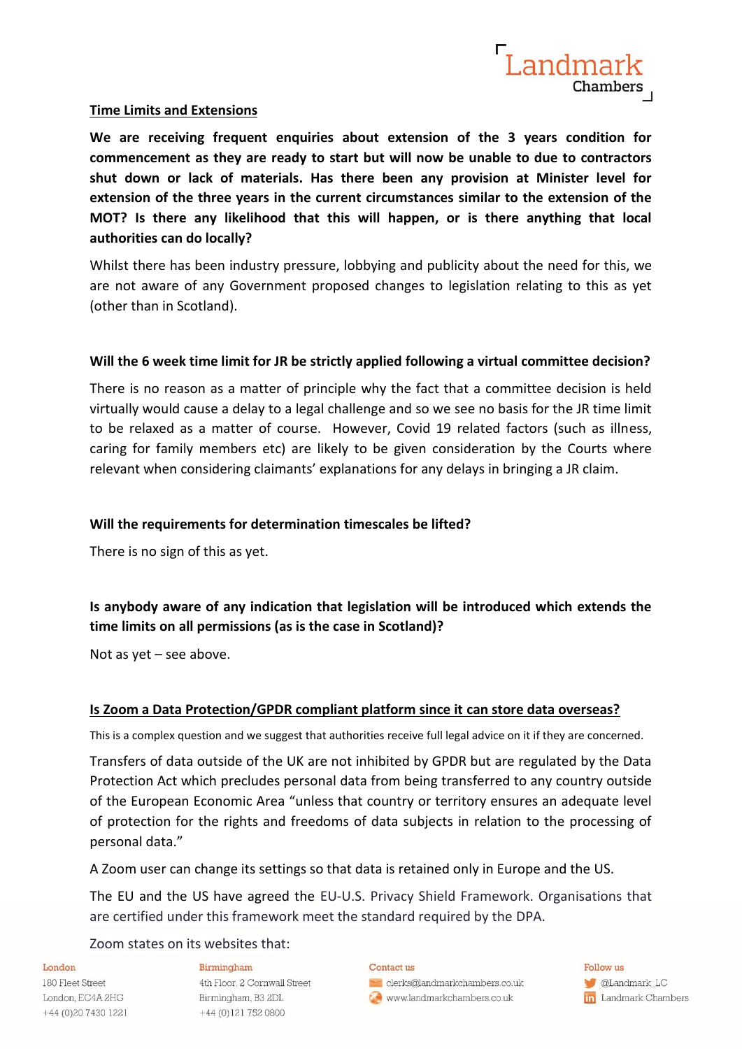**Time Limits and Extensions**

**We are receiving frequent enquiries about extension of the 3 years condition for commencement as they are ready to start but will now be unable to due to contractors shut down or lack of materials. Has there been any provision at Minister level for extension of the three years in the current circumstances similar to the extension of the MOT? Is there any likelihood that this will happen, or is there anything that local authorities can do locally?**

Whilst there has been industry pressure, lobbying and publicity about the need for this, we are not aware of any Government proposed changes to legislation relating to this as yet (other than in Scotland).

**Will the 6 week time limit for JR be strictly applied following a virtual committee decision?**

There is no reason as a matter of principle why the fact that a committee decision is held virtually would cause a delay to a legal challenge and so we see no basis for the JR time limit to be relaxed as a matter of course. However, Covid 19 related factors (such as illness, caring for family members etc) are likely to be given consideration by the Courts where relevant when considering claimants' explanations for any delays in bringing a JR claim.

**Will the requirements for determination timescales be lifted?**

There is no sign of this as yet.

**Is anybody aware of any indication that legislation will be introduced which extends the time limits on all permissions (as is the case in Scotland)?**

Not as yet – see above.

**Is Zoom a Data Protection/GPDR compliant platform since it can store data overseas?**

This is a complex question and we suggest that authorities receive full legal advice on it if they are concerned.

Transfers of data outside of the UK are not inhibited by GPDR but are regulated by the Data Protection Act which precludes personal data from being transferred to any country outside of the European Economic Area "unless that country or territory ensures an adequate level of protection for the rights and freedoms of data subjects in relation to the processing of personal data."

A Zoom user can change its settings so that data is retained only in Europe and the US.

The EU and the US have agreed the EU-U.S. Privacy Shield Framework. Organisations that are certified under this framework meet the standard required by the DPA.

Zoom states on its websites that: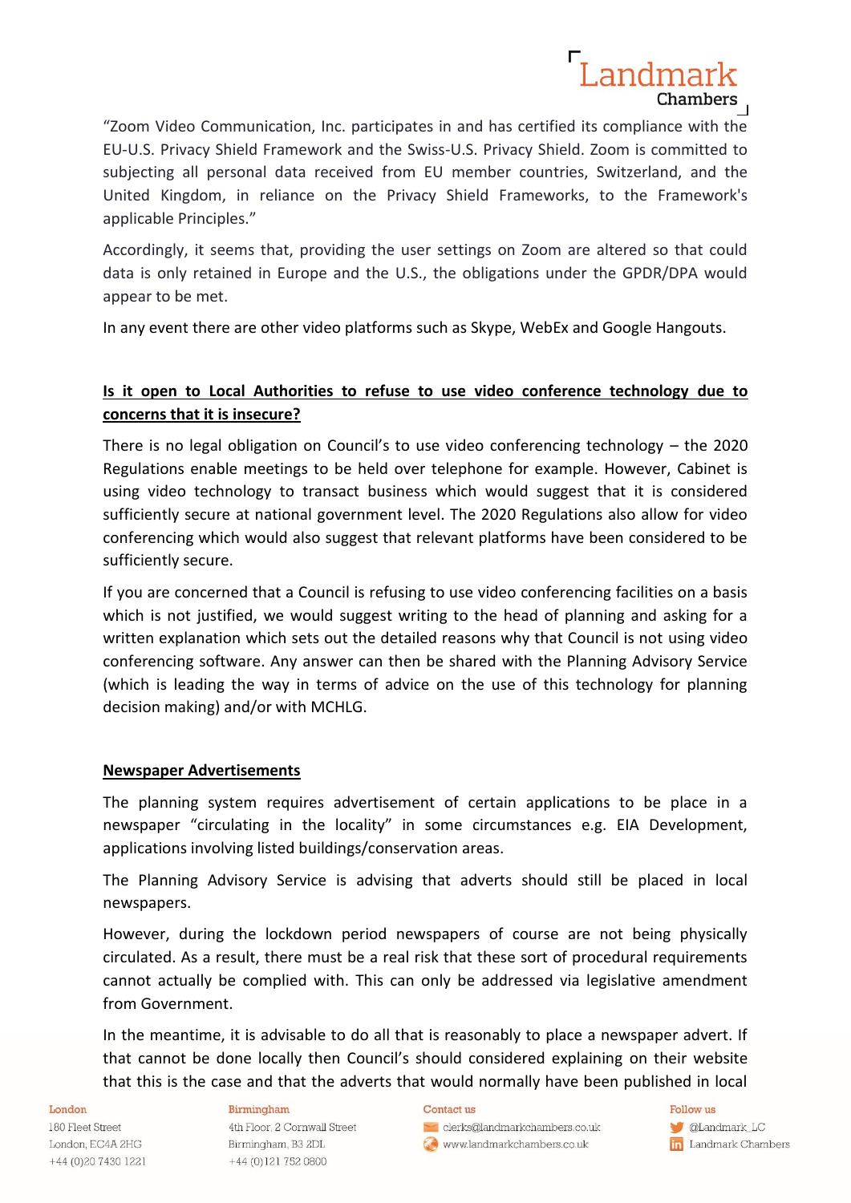"Zoom Video Communication, Inc. participates in and has certified its compliance with the EU-U.S. Privacy Shield Framework and the Swiss-U.S. Privacy Shield. Zoom is committed to subjecting all personal data received from EU member countries, Switzerland, and the United Kingdom, in reliance on the Privacy Shield Frameworks, to the Framework's applicable Principles."

Accordingly, it seems that, providing the user settings on Zoom are altered so that could data is only retained in Europe and the U.S., the obligations under the GPDR/DPA would appear to be met.

In any event there are other video platforms such as Skype, WebEx and Google Hangouts.

**Is it open to Local Authorities to refuse to use video conference technology due to concerns that it is insecure?**

There is no legal obligation on Council's to use video conferencing technology – the 2020 Regulations enable meetings to be held over telephone for example. However, Cabinet is using video technology to transact business which would suggest that it is considered sufficiently secure at national government level. The 2020 Regulations also allow for video conferencing which would also suggest that relevant platforms have been considered to be sufficiently secure.

If you are concerned that a Council is refusing to use video conferencing facilities on a basis which is not justified, we would suggest writing to the head of planning and asking for a written explanation which sets out the detailed reasons why that Council is not using video conferencing software. Any answer can then be shared with the Planning Advisory Service (which is leading the way in terms of advice on the use of this technology for planning decision making) and/or with MCHLG.

**Newspaper Advertisements**

The planning system requires advertisement of certain applications to be place in a newspaper "circulating in the locality" in some circumstances e.g. EIA Development, applications involving listed buildings/conservation areas.

The Planning Advisory Service is advising that adverts should still be placed in local newspapers.

However, during the lockdown period newspapers of course are not being physically circulated. As a result, there must be a real risk that these sort of procedural requirements cannot actually be complied with. This can only be addressed via legislative amendment from Government.

In the meantime, it is advisable to do all that is reasonably to place a newspaper advert. If that cannot be done locally then Council's should considered explaining on their website that this is the case and that the adverts that would normally have been published in local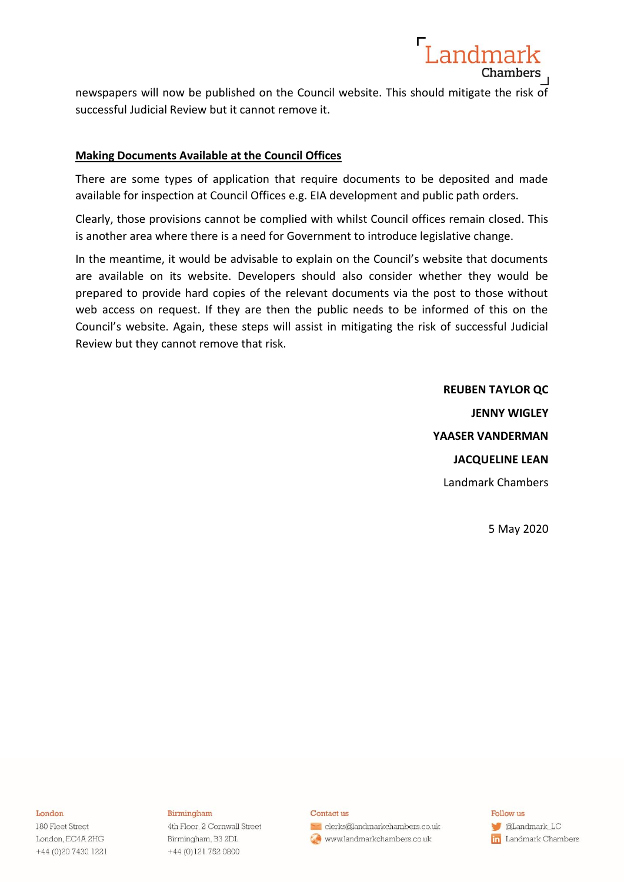newspapers will now be published on the Council website. This should mitigate the risk of successful Judicial Review but it cannot remove it.

**Making Documents Available at the Council Offices**

There are some types of application that require documents to be deposited and made available for inspection at Council Offices e.g. EIA development and public path orders.

Clearly, those provisions cannot be complied with whilst Council offices remain closed. This is another area where there is a need for Government to introduce legislative change.

In the meantime, it would be advisable to explain on the Council's website that documents are available on its website. Developers should also consider whether they would be prepared to provide hard copies of the relevant documents via the post to those without web access on request. If they are then the public needs to be informed of this on the Council's website. Again, these steps will assist in mitigating the risk of successful Judicial Review but they cannot remove that risk.

**REUBEN TAYLOR QC**

**JENNY WIGLEY**

**YAASER VANDERMAN**

**JACQUELINE LEAN**

Landmark Chambers

5 May 2020